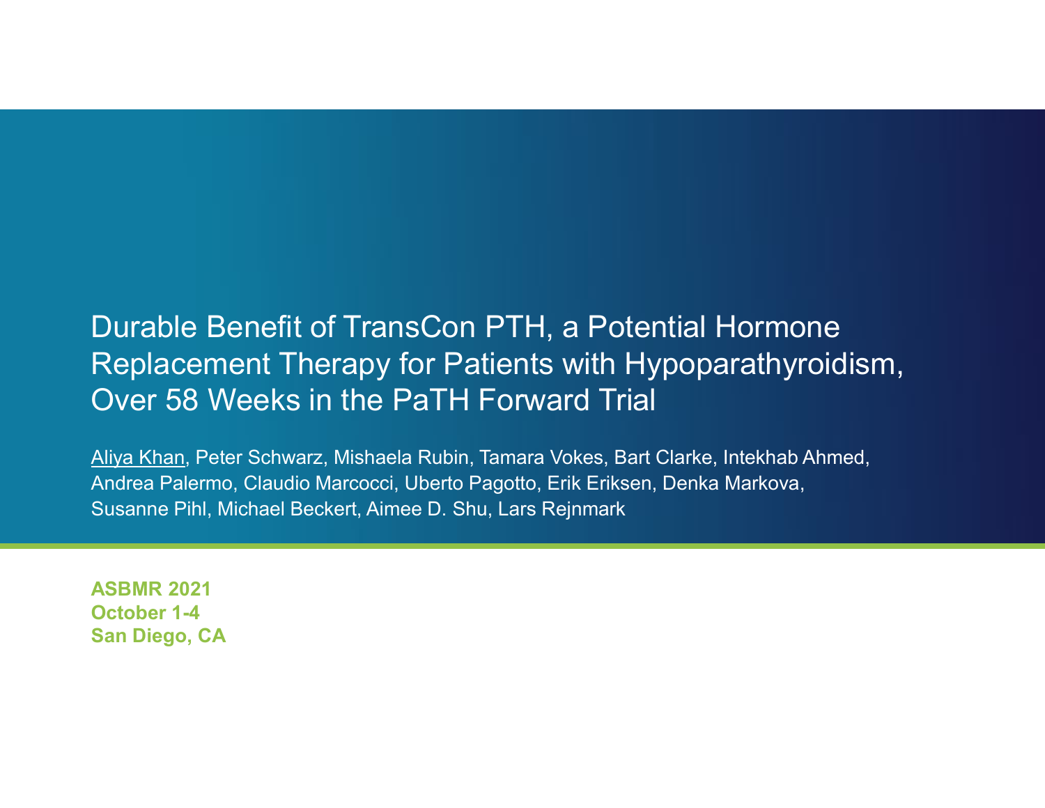# Durable Benefit of TransCon PTH, a Potential Hormone Replacement Therapy for Patients with Hypoparathyroidism, Over 58 Weeks in the PaTH Forward Trial

Aliya Khan, Peter Schwarz, Mishaela Rubin, Tamara Vokes, Bart Clarke, Intekhab Ahmed, Andrea Palermo, Claudio Marcocci, Uberto Pagotto, Erik Eriksen, Denka Markova, Susanne Pihl, Michael Beckert, Aimee D. Shu, Lars Rejnmark

**ASBMR 2021**
**October 1-4**
**San Diego, CA**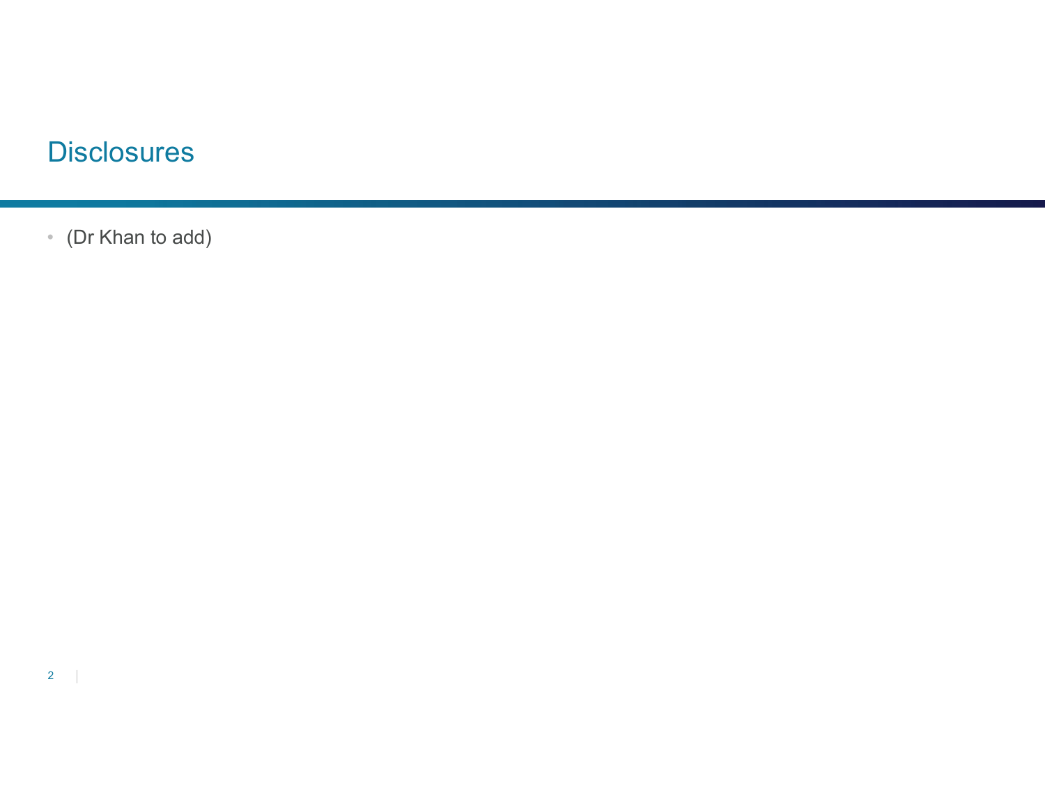# Disclosures

- (Dr Khan to add)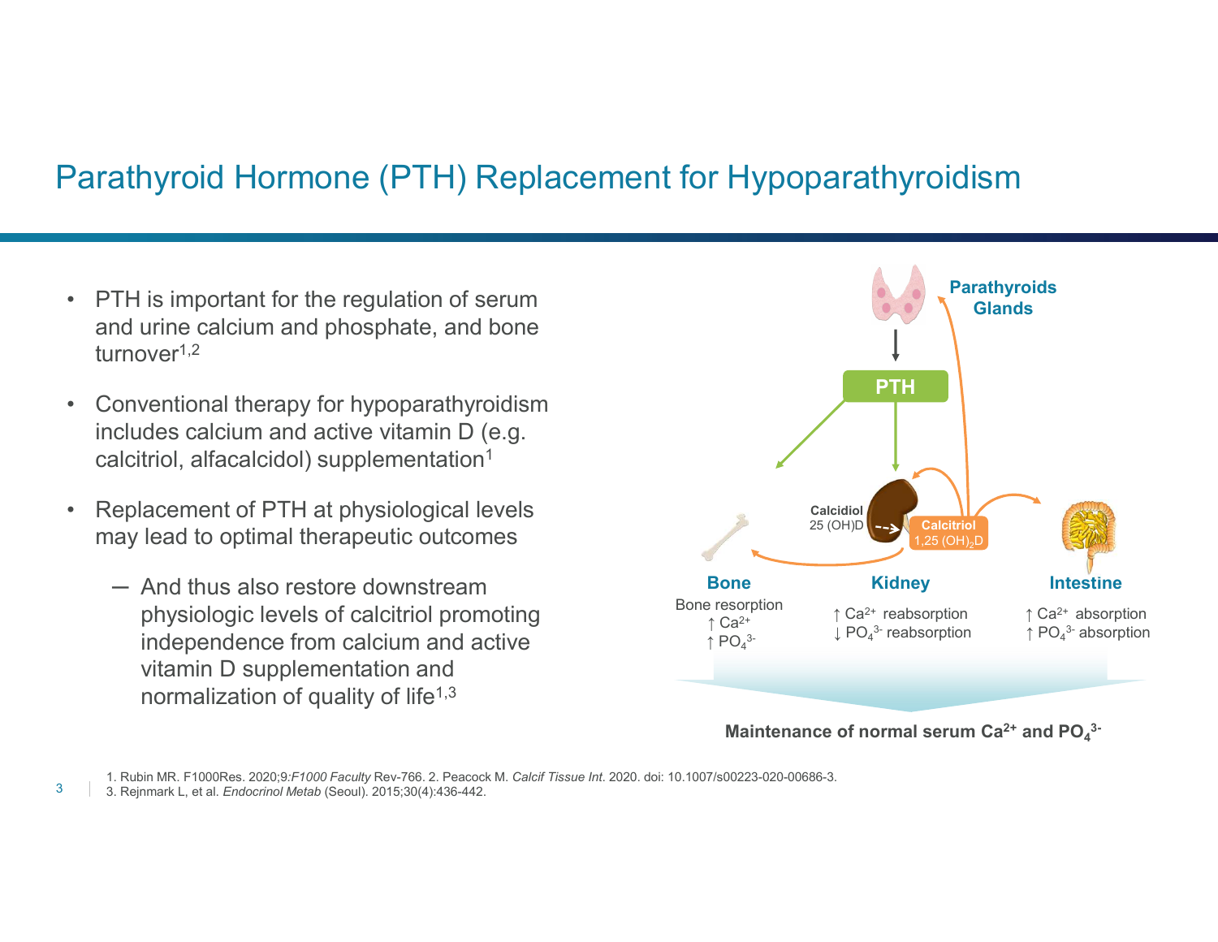# Parathyroid Hormone (PTH) Replacement for Hypoparathyroidism

- PTH is important for the regulation of serum and urine calcium and phosphate, and bone turnover[1,2]
- Conventional therapy for hypoparathyroidism includes calcium and active vitamin D (e.g. calcitriol, alfacalcidol) supplementation[1]
- Replacement of PTH at physiological levels may lead to optimal therapeutic outcomes
  - And thus also restore downstream physiologic levels of calcitriol promoting independence from calcium and active vitamin D supplementation and normalization of quality of life[1,3]

**Parathyroids Glands**

**PTH**

Calcidiol 25 (OH)D → Calcitriol 1,25 $(OH)_2D$

**Bone**
Bone resorption
↑ $Ca^{2+}$
↑ $PO_4^{3-}$

**Kidney**
↑ $Ca^{2+}$ reabsorption
↓ $PO_4^{3-}$ reabsorption

**Intestine**
↑ $Ca^{2+}$ absorption
↑ $PO_4^{3-}$ absorption

**Maintenance of normal serum $Ca^{2+}$ and $PO_4^{3-}$**

1. Rubin MR. F1000Res. 2020;9:*F1000 Faculty* Rev-766. 2. Peacock M. *Calcif Tissue Int*. 2020. doi: 10.1007/s00223-020-00686-3.
3. Rejnmark L, et al. *Endocrinol Metab* (Seoul). 2015;30(4):436-442.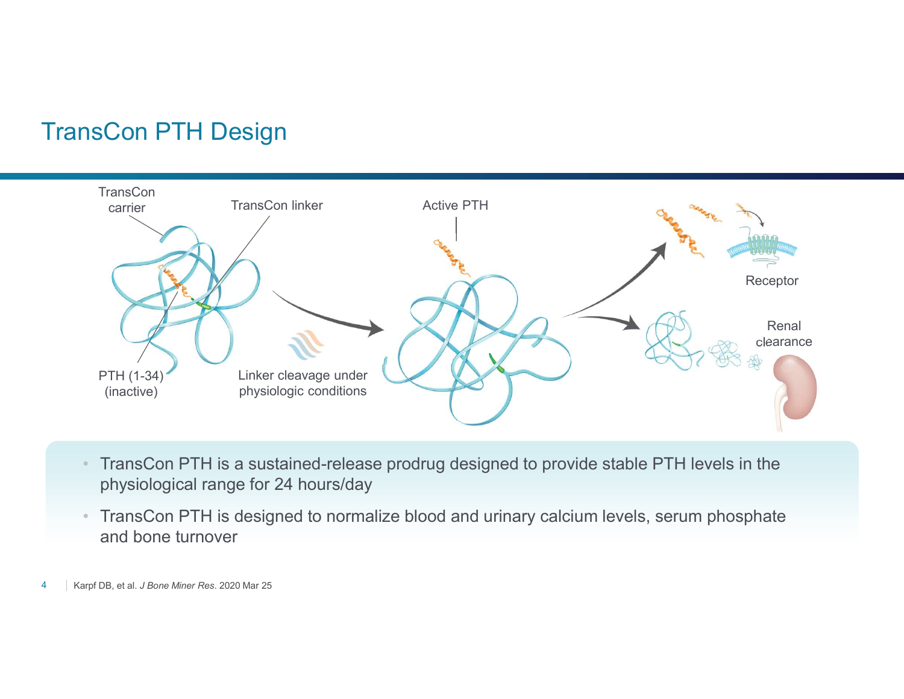# TransCon PTH Design

TransCon carrier

TransCon linker

PTH (1-34) (inactive)

Linker cleavage under physiologic conditions

Active PTH

Receptor

Renal clearance

- TransCon PTH is a sustained-release prodrug designed to provide stable PTH levels in the physiological range for 24 hours/day
- TransCon PTH is designed to normalize blood and urinary calcium levels, serum phosphate and bone turnover

Karpf DB, et al. *J Bone Miner Res*. 2020 Mar 25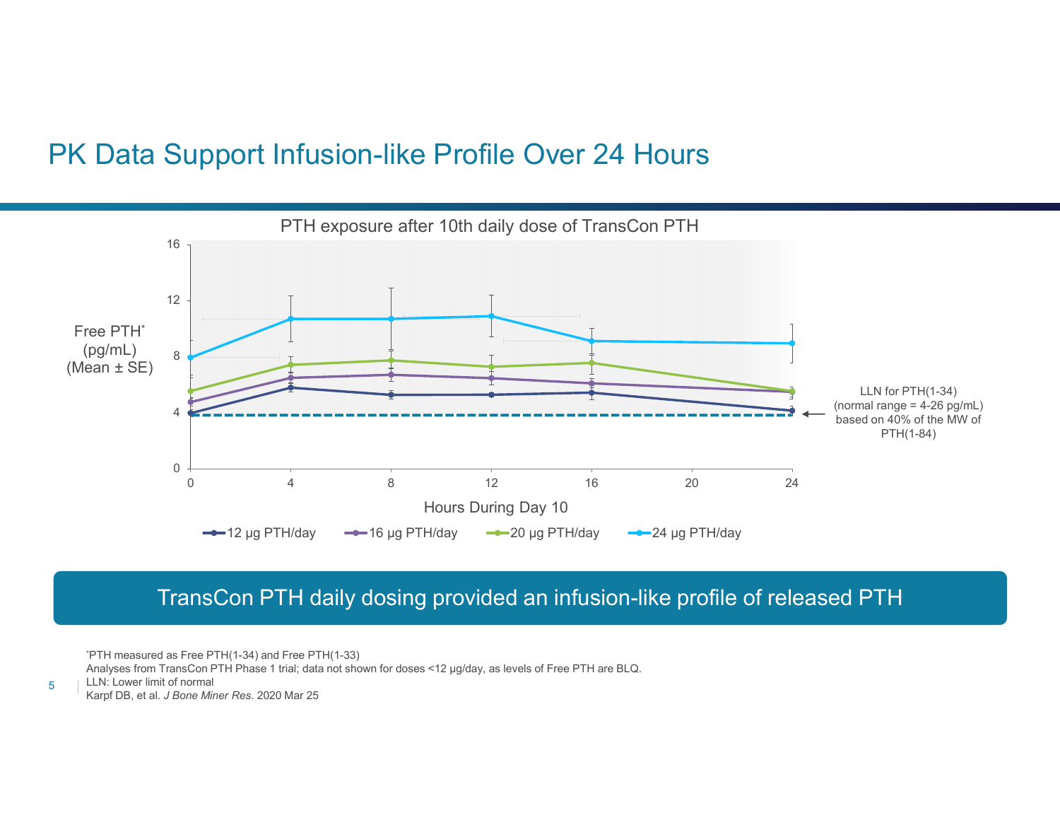# PK Data Support Infusion-like Profile Over 24 Hours

PTH exposure after 10th daily dose of TransCon PTH

Free PTH* (pg/mL) (Mean ± SE)

Hours During Day 10

12 µg PTH/day | 16 µg PTH/day | 20 µg PTH/day | 24 µg PTH/day

LLN for PTH(1-34) (normal range = 4-26 pg/mL) based on 40% of the MW of PTH(1-84)

TransCon PTH daily dosing provided an infusion-like profile of released PTH

*PTH measured as Free PTH(1-34) and Free PTH(1-33)
Analyses from TransCon PTH Phase 1 trial; data not shown for doses <12 µg/day, as levels of Free PTH are BLQ.
LLN: Lower limit of normal
Karpf DB, et al. *J Bone Miner Res*. 2020 Mar 25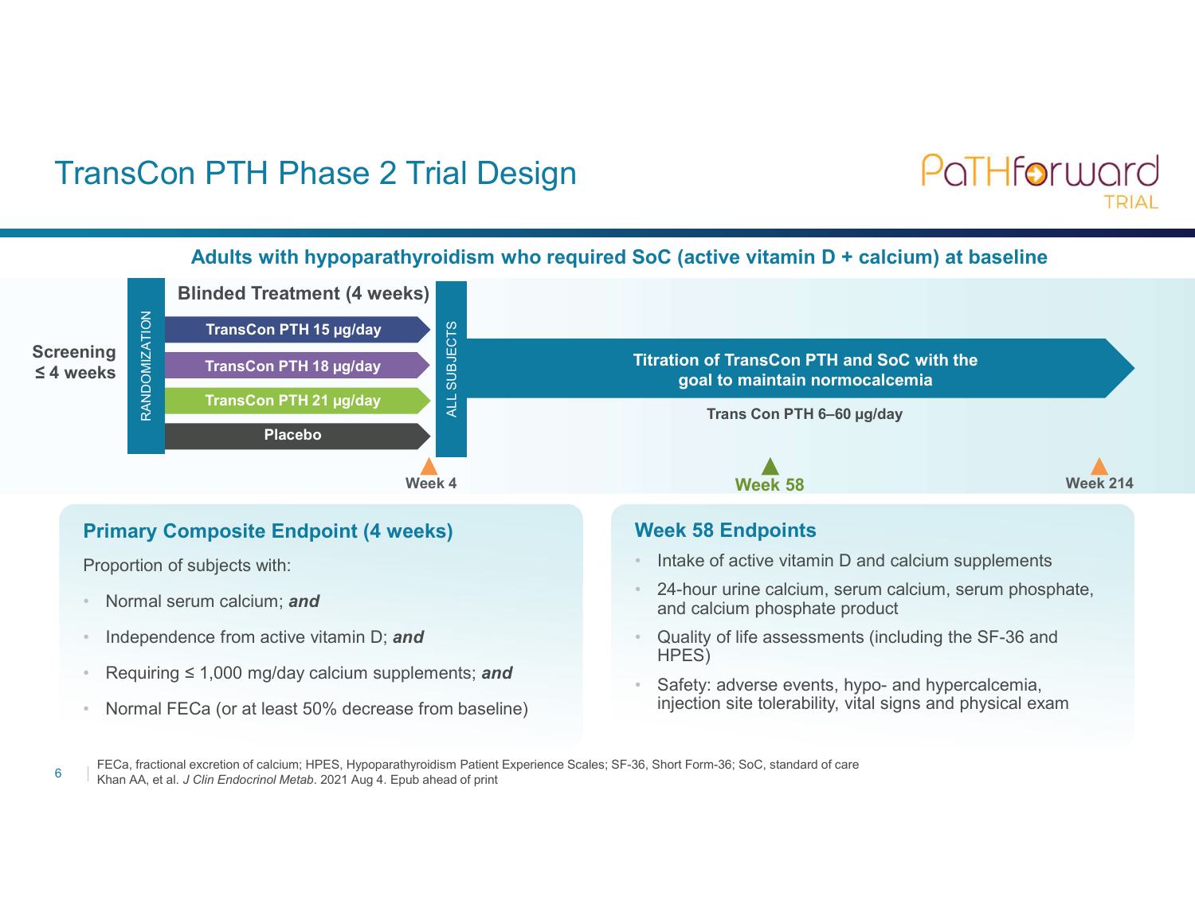# TransCon PTH Phase 2 Trial Design

PaTHforward TRIAL

**Adults with hypoparathyroidism who required SoC (active vitamin D + calcium) at baseline**

**Screening ≤ 4 weeks**

RANDOMIZATION

**Blinded Treatment (4 weeks)**

- **TransCon PTH 15 µg/day**
- **TransCon PTH 18 µg/day**
- **TransCon PTH 21 µg/day**
- **Placebo**

ALL SUBJECTS

**Titration of TransCon PTH and SoC with the goal to maintain normocalcemia**

**Trans Con PTH 6–60 µg/day**

**Week 4** | **Week 58** | **Week 214**

## Primary Composite Endpoint (4 weeks)

Proportion of subjects with:

- Normal serum calcium; ***and***
- Independence from active vitamin D; ***and***
- Requiring ≤ 1,000 mg/day calcium supplements; ***and***
- Normal FECa (or at least 50% decrease from baseline)

## Week 58 Endpoints

- Intake of active vitamin D and calcium supplements
- 24-hour urine calcium, serum calcium, serum phosphate, and calcium phosphate product
- Quality of life assessments (including the SF-36 and HPES)
- Safety: adverse events, hypo- and hypercalcemia, injection site tolerability, vital signs and physical exam

FECa, fractional excretion of calcium; HPES, Hypoparathyroidism Patient Experience Scales; SF-36, Short Form-36; SoC, standard of care
Khan AA, et al. *J Clin Endocrinol Metab*. 2021 Aug 4. Epub ahead of print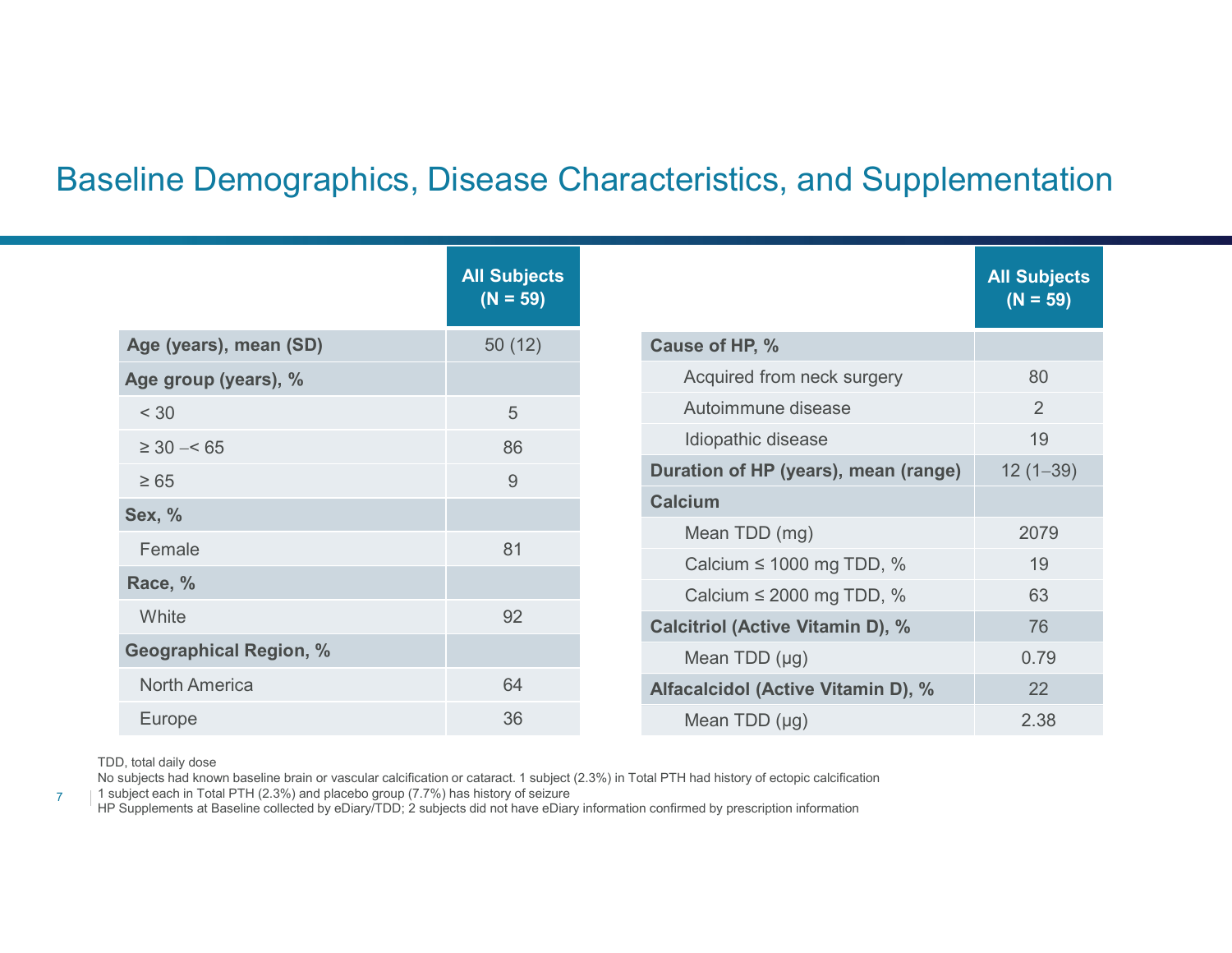## Baseline Demographics, Disease Characteristics, and Supplementation

| | All Subjects (N = 59) |
|---|---|
| **Age (years), mean (SD)** | 50 (12) |
| **Age group (years), %** | |
| < 30 | 5 |
| ≥ 30 –< 65 | 86 |
| ≥ 65 | 9 |
| **Sex, %** | |
| Female | 81 |
| **Race, %** | |
| White | 92 |
| **Geographical Region, %** | |
| North America | 64 |
| Europe | 36 |

| | All Subjects (N = 59) |
|---|---|
| **Cause of HP, %** | |
| Acquired from neck surgery | 80 |
| Autoimmune disease | 2 |
| Idiopathic disease | 19 |
| **Duration of HP (years), mean (range)** | 12 (1–39) |
| **Calcium** | |
| Mean TDD (mg) | 2079 |
| Calcium ≤ 1000 mg TDD, % | 19 |
| Calcium ≤ 2000 mg TDD, % | 63 |
| **Calcitriol (Active Vitamin D), %** | 76 |
| Mean TDD (µg) | 0.79 |
| **Alfacalcidol (Active Vitamin D), %** | 22 |
| Mean TDD (µg) | 2.38 |

TDD, total daily dose

No subjects had known baseline brain or vascular calcification or cataract. 1 subject (2.3%) in Total PTH had history of ectopic calcification

1 subject each in Total PTH (2.3%) and placebo group (7.7%) has history of seizure

HP Supplements at Baseline collected by eDiary/TDD; 2 subjects did not have eDiary information confirmed by prescription information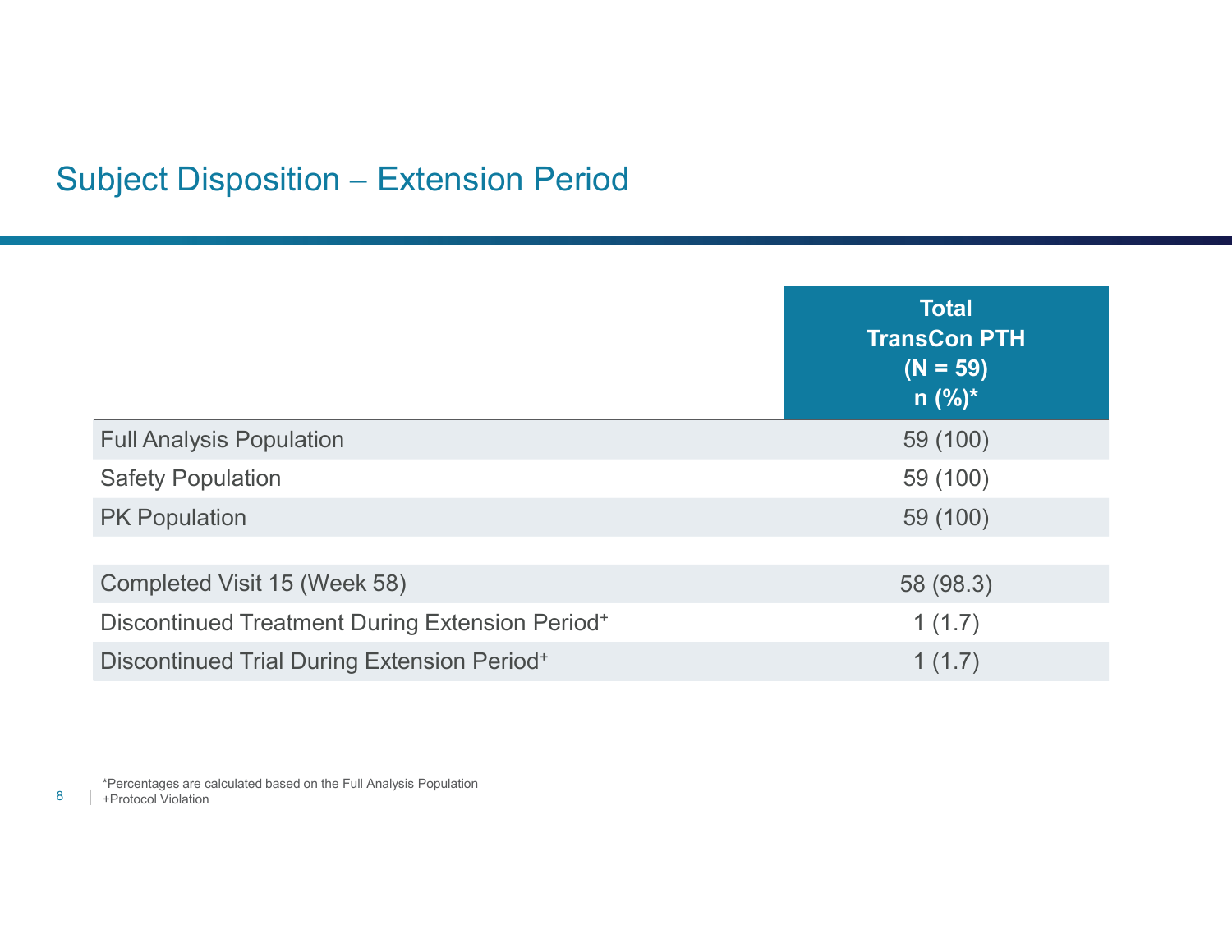## Subject Disposition – Extension Period

| | Total TransCon PTH (N = 59) n (%)* |
|---|---|
| Full Analysis Population | 59 (100) |
| Safety Population | 59 (100) |
| PK Population | 59 (100) |
| | |
| Completed Visit 15 (Week 58) | 58 (98.3) |
| Discontinued Treatment During Extension Period+ | 1 (1.7) |
| Discontinued Trial During Extension Period+ | 1 (1.7) |

*Percentages are calculated based on the Full Analysis Population
+Protocol Violation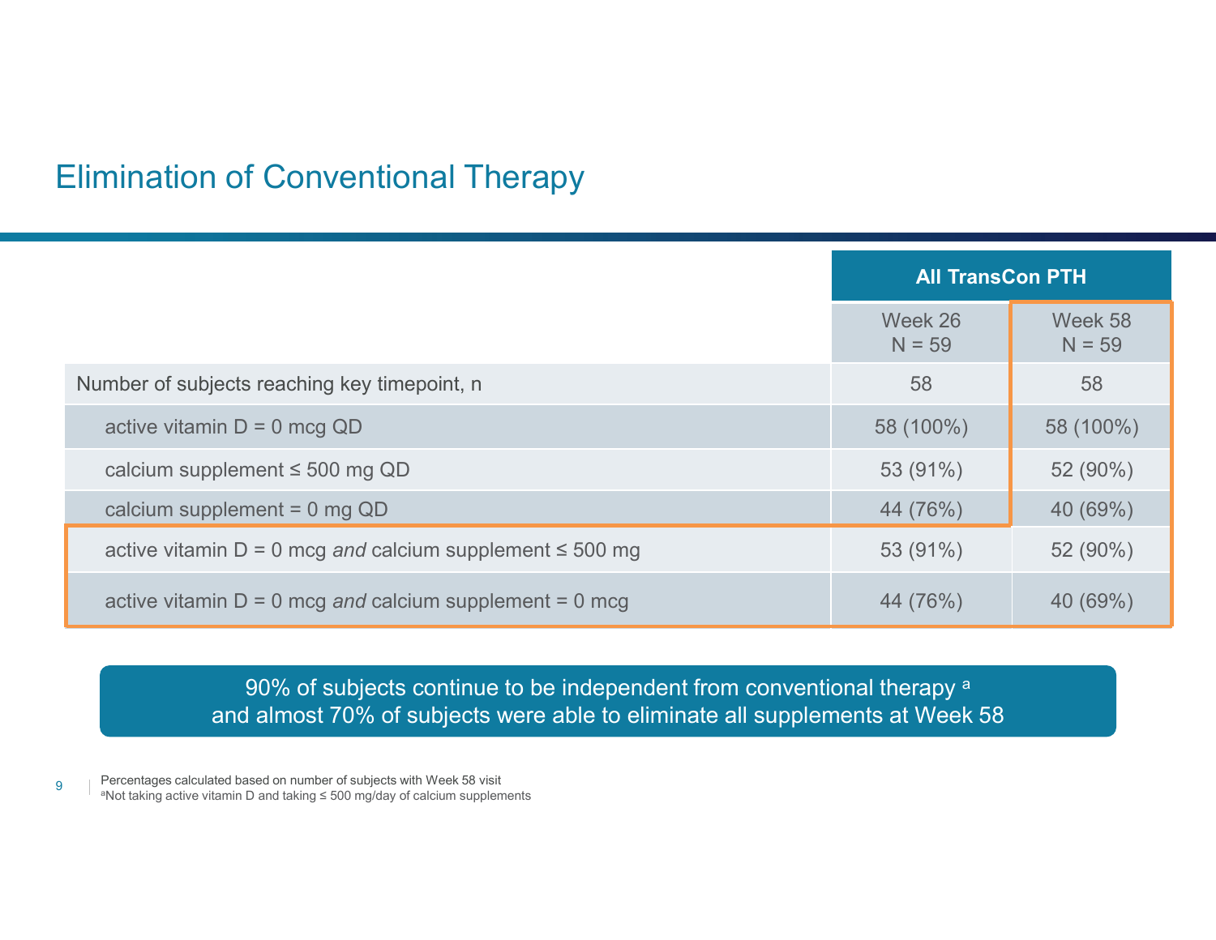# Elimination of Conventional Therapy

| | All TransCon PTH | |
|---|---|---|
| | Week 26<br>N = 59 | Week 58<br>N = 59 |
| Number of subjects reaching key timepoint, n | 58 | 58 |
| active vitamin D = 0 mcg QD | 58 (100%) | 58 (100%) |
| calcium supplement ≤ 500 mg QD | 53 (91%) | 52 (90%) |
| calcium supplement = 0 mg QD | 44 (76%) | 40 (69%) |
| active vitamin D = 0 mcg *and* calcium supplement ≤ 500 mg | 53 (91%) | 52 (90%) |
| active vitamin D = 0 mcg *and* calcium supplement = 0 mcg | 44 (76%) | 40 (69%) |

90% of subjects continue to be independent from conventional therapy [a] and almost 70% of subjects were able to eliminate all supplements at Week 58

Percentages calculated based on number of subjects with Week 58 visit

[a]Not taking active vitamin D and taking ≤ 500 mg/day of calcium supplements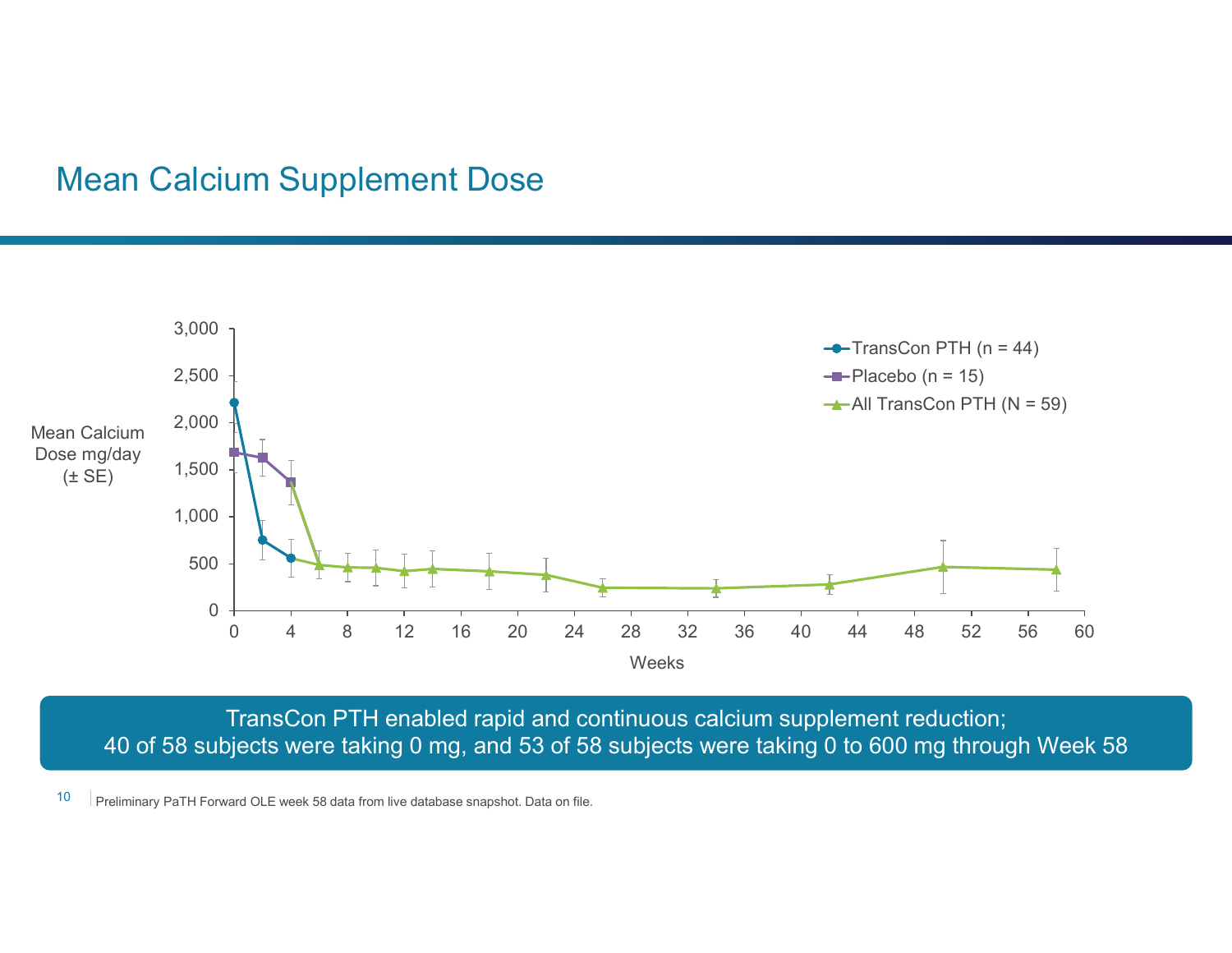# Mean Calcium Supplement Dose

Mean Calcium Dose mg/day (± SE)

- TransCon PTH (n = 44)
- Placebo (n = 15)
- All TransCon PTH (N = 59)

Weeks

TransCon PTH enabled rapid and continuous calcium supplement reduction;
40 of 58 subjects were taking 0 mg, and 53 of 58 subjects were taking 0 to 600 mg through Week 58

Preliminary PaTH Forward OLE week 58 data from live database snapshot. Data on file.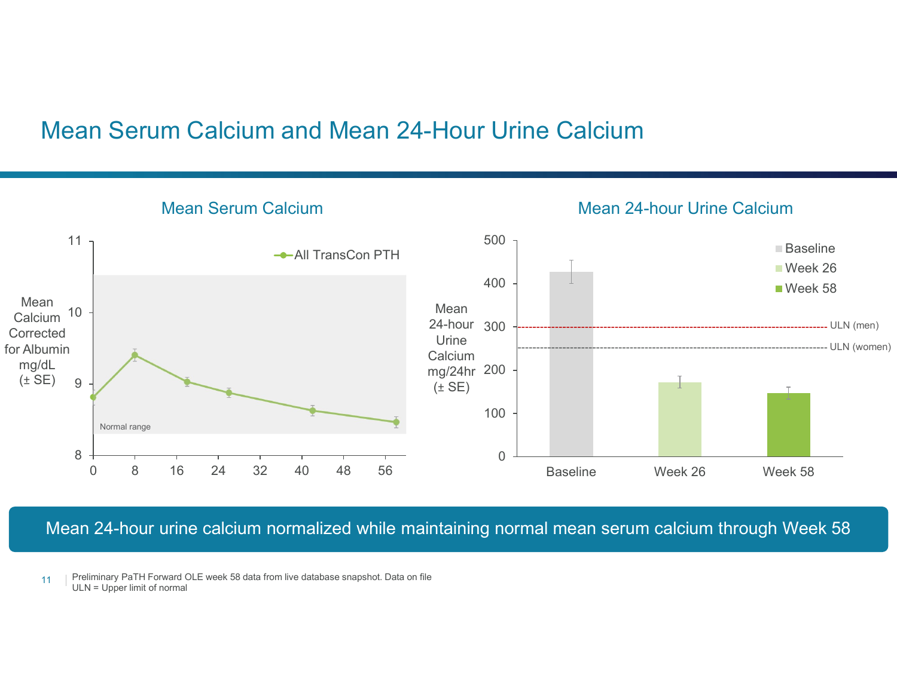# Mean Serum Calcium and Mean 24-Hour Urine Calcium

## Mean Serum Calcium

Mean Calcium Corrected for Albumin mg/dL (± SE)

—●— All TransCon PTH

Normal range

11, 10, 9, 8

0, 8, 16, 24, 32, 40, 48, 56

## Mean 24-hour Urine Calcium

Mean 24-hour Urine Calcium mg/24hr (± SE)

■ Baseline
■ Week 26
■ Week 58

ULN (men)

ULN (women)

500, 400, 300, 200, 100, 0

Baseline, Week 26, Week 58

**Mean 24-hour urine calcium normalized while maintaining normal mean serum calcium through Week 58**

Preliminary PaTH Forward OLE week 58 data from live database snapshot. Data on file
ULN = Upper limit of normal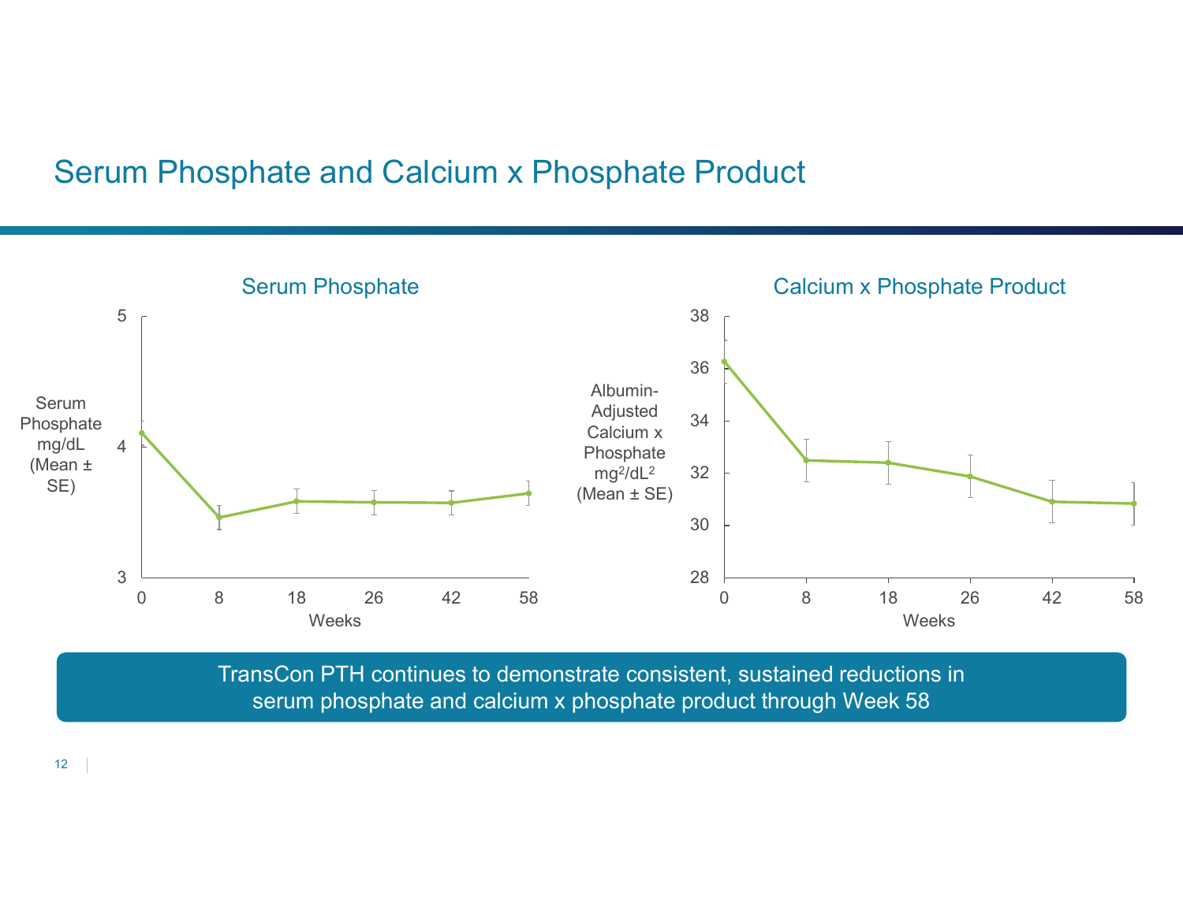# Serum Phosphate and Calcium x Phosphate Product

## Serum Phosphate

Serum Phosphate mg/dL (Mean ± SE)

Weeks: 0, 8, 18, 26, 42, 58

## Calcium x Phosphate Product

Albumin-Adjusted Calcium x Phosphate $mg^2/dL^2$ (Mean ± SE)

Weeks: 0, 8, 18, 26, 42, 58

TransCon PTH continues to demonstrate consistent, sustained reductions in serum phosphate and calcium x phosphate product through Week 58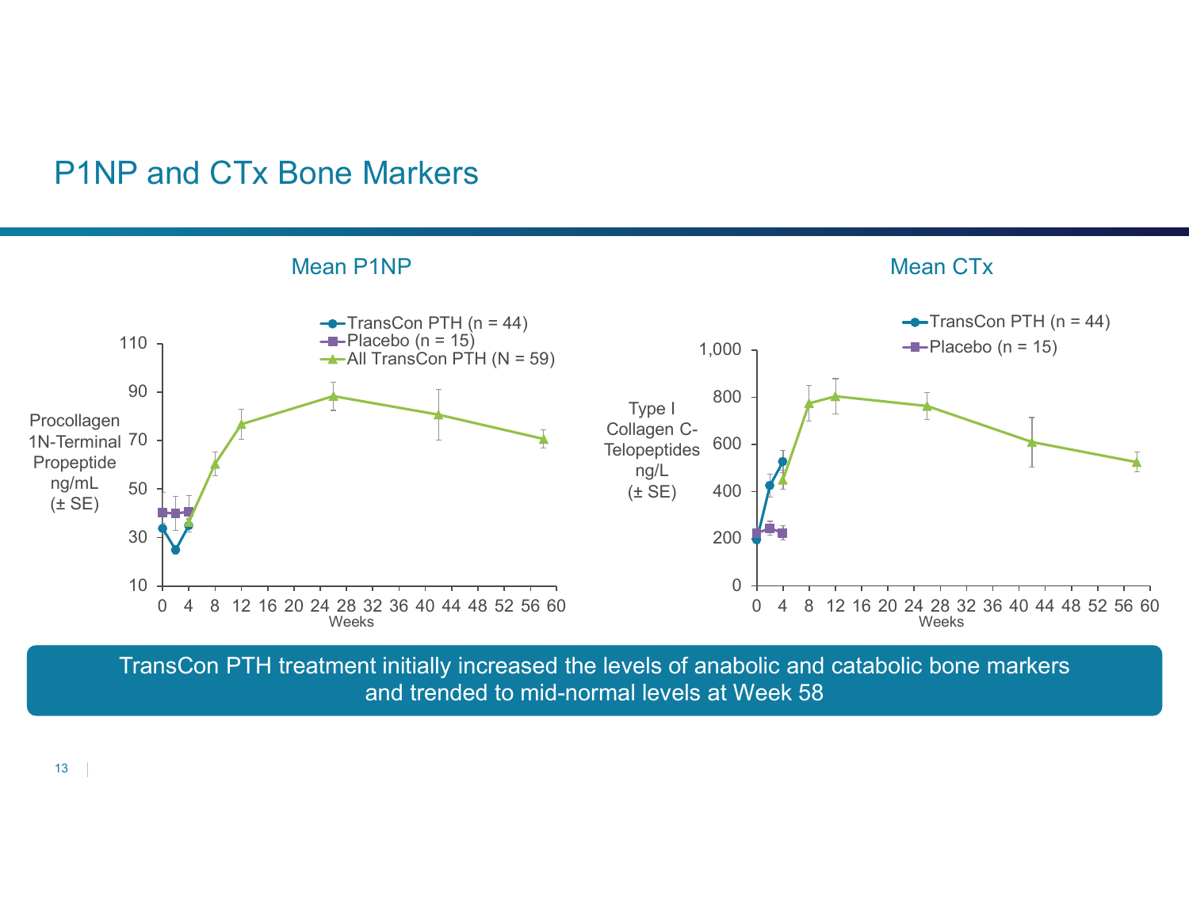# P1NP and CTx Bone Markers

### Mean P1NP

- TransCon PTH (n = 44)
- Placebo (n = 15)
- All TransCon PTH (N = 59)

Procollagen 1N-Terminal Propeptide ng/mL (± SE)

Weeks

### Mean CTx

- TransCon PTH (n = 44)
- Placebo (n = 15)

Type I Collagen C-Telopeptides ng/L (± SE)

Weeks

TransCon PTH treatment initially increased the levels of anabolic and catabolic bone markers and trended to mid-normal levels at Week 58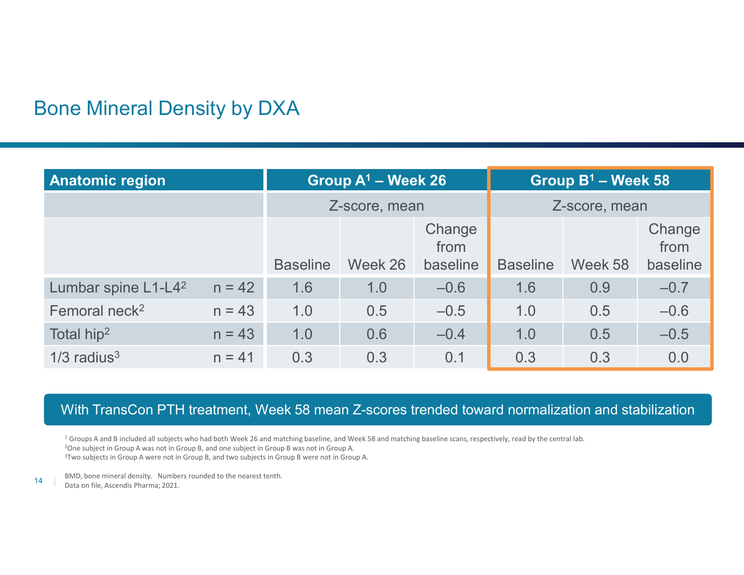## Bone Mineral Density by DXA

| Anatomic region | | Group A[1] – Week 26 | | | Group B[1] – Week 58 | | |
|---|---|---|---|---|---|---|---|
| | | Z-score, mean | | | Z-score, mean | | |
| | | Baseline | Week 26 | Change from baseline | Baseline | Week 58 | Change from baseline |
| Lumbar spine L1-L4[2] | n = 42 | 1.6 | 1.0 | –0.6 | 1.6 | 0.9 | –0.7 |
| Femoral neck[2] | n = 43 | 1.0 | 0.5 | –0.5 | 1.0 | 0.5 | –0.6 |
| Total hip[2] | n = 43 | 1.0 | 0.6 | –0.4 | 1.0 | 0.5 | –0.5 |
| 1/3 radius[3] | n = 41 | 0.3 | 0.3 | 0.1 | 0.3 | 0.3 | 0.0 |

With TransCon PTH treatment, Week 58 mean Z-scores trended toward normalization and stabilization

[1] Groups A and B included all subjects who had both Week 26 and matching baseline, and Week 58 and matching baseline scans, respectively, read by the central lab.
[2] One subject in Group A was not in Group B, and one subject in Group B was not in Group A.
[3] Two subjects in Group A were not in Group B, and two subjects in Group B were not in Group A.

BMD, bone mineral density. Numbers rounded to the nearest tenth.
Data on file, Ascendis Pharma; 2021.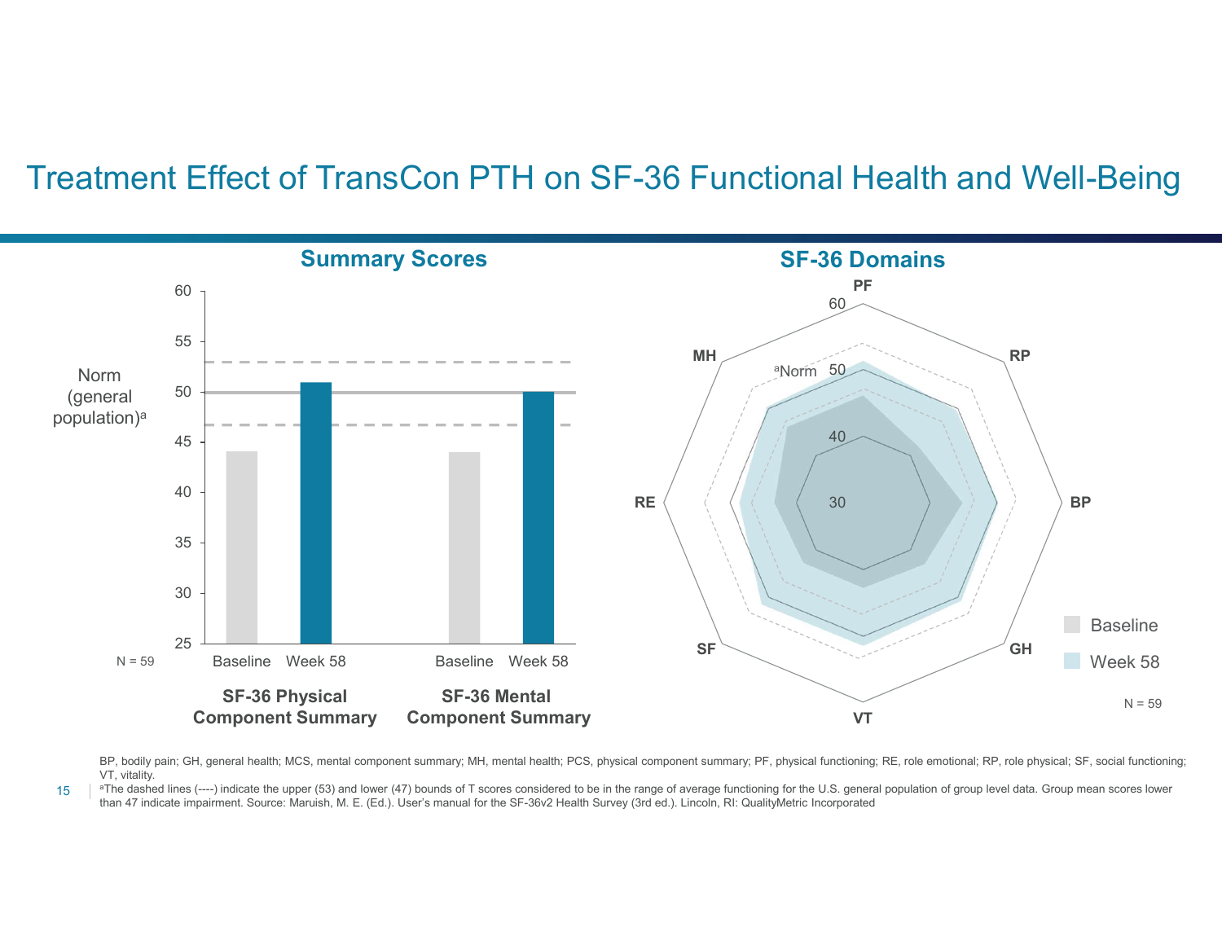# Treatment Effect of TransCon PTH on SF-36 Functional Health and Well-Being

## Summary Scores

Norm (general population)[a]

60
55
50
45
40
35
30
25

N = 59

Baseline Week 58 Baseline Week 58

**SF-36 Physical Component Summary**

**SF-36 Mental Component Summary**

## SF-36 Domains

PF

60

[a]Norm 50

40

30

RP

BP

GH

VT

SF

RE

MH

Baseline

Week 58

N = 59

BP, bodily pain; GH, general health; MCS, mental component summary; MH, mental health; PCS, physical component summary; PF, physical functioning; RE, role emotional; RP, role physical; SF, social functioning; VT, vitality.

[a]The dashed lines (----) indicate the upper (53) and lower (47) bounds of T scores considered to be in the range of average functioning for the U.S. general population of group level data. Group mean scores lower than 47 indicate impairment. Source: Maruish, M. E. (Ed.). User's manual for the SF-36v2 Health Survey (3rd ed.). Lincoln, RI: QualityMetric Incorporated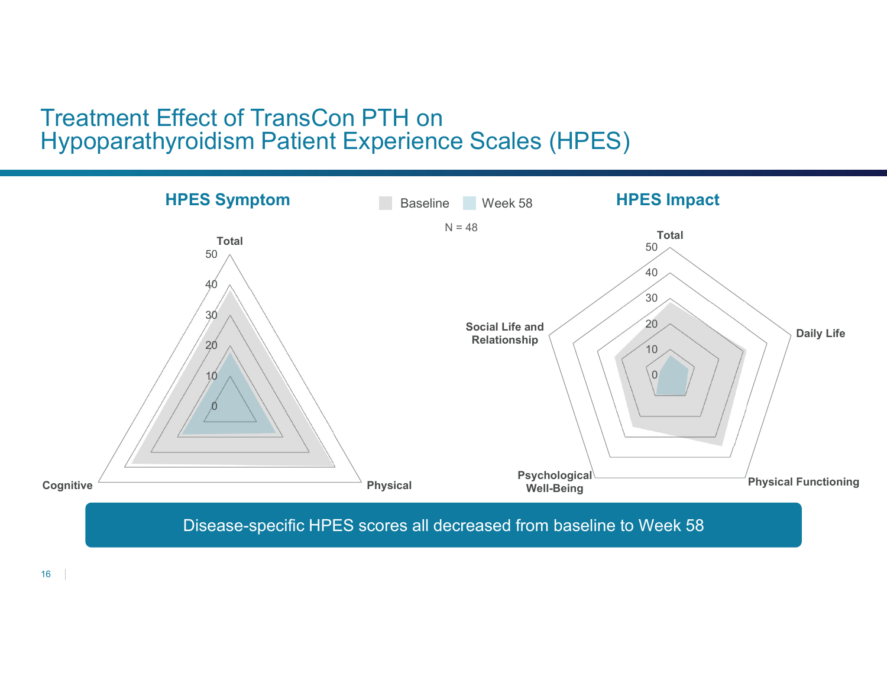# Treatment Effect of TransCon PTH on Hypoparathyroidism Patient Experience Scales (HPES)

**HPES Symptom**

Baseline   Week 58

N = 48

**HPES Impact**

Disease-specific HPES scores all decreased from baseline to Week 58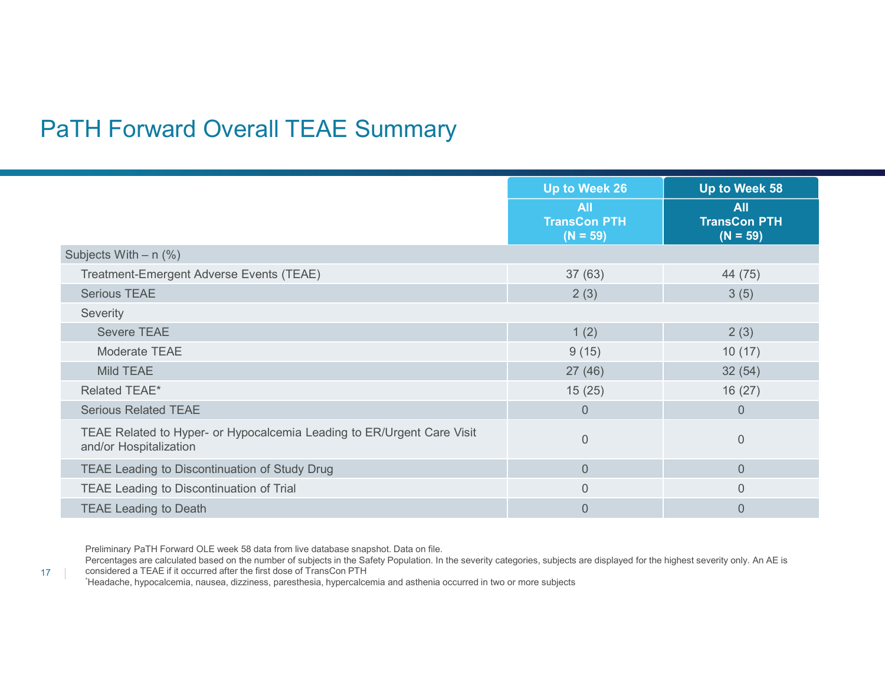# PaTH Forward Overall TEAE Summary

| | Up to Week 26 | Up to Week 58 |
|---|---|---|
| | **All TransCon PTH (N = 59)** | **All TransCon PTH (N = 59)** |
| Subjects With – n (%) | | |
| Treatment-Emergent Adverse Events (TEAE) | 37 (63) | 44 (75) |
| Serious TEAE | 2 (3) | 3 (5) |
| Severity | | |
| Severe TEAE | 1 (2) | 2 (3) |
| Moderate TEAE | 9 (15) | 10 (17) |
| Mild TEAE | 27 (46) | 32 (54) |
| Related TEAE* | 15 (25) | 16 (27) |
| Serious Related TEAE | 0 | 0 |
| TEAE Related to Hyper- or Hypocalcemia Leading to ER/Urgent Care Visit and/or Hospitalization | 0 | 0 |
| TEAE Leading to Discontinuation of Study Drug | 0 | 0 |
| TEAE Leading to Discontinuation of Trial | 0 | 0 |
| TEAE Leading to Death | 0 | 0 |

Preliminary PaTH Forward OLE week 58 data from live database snapshot. Data on file.

Percentages are calculated based on the number of subjects in the Safety Population. In the severity categories, subjects are displayed for the highest severity only. An AE is considered a TEAE if it occurred after the first dose of TransCon PTH

*Headache, hypocalcemia, nausea, dizziness, paresthesia, hypercalcemia and asthenia occurred in two or more subjects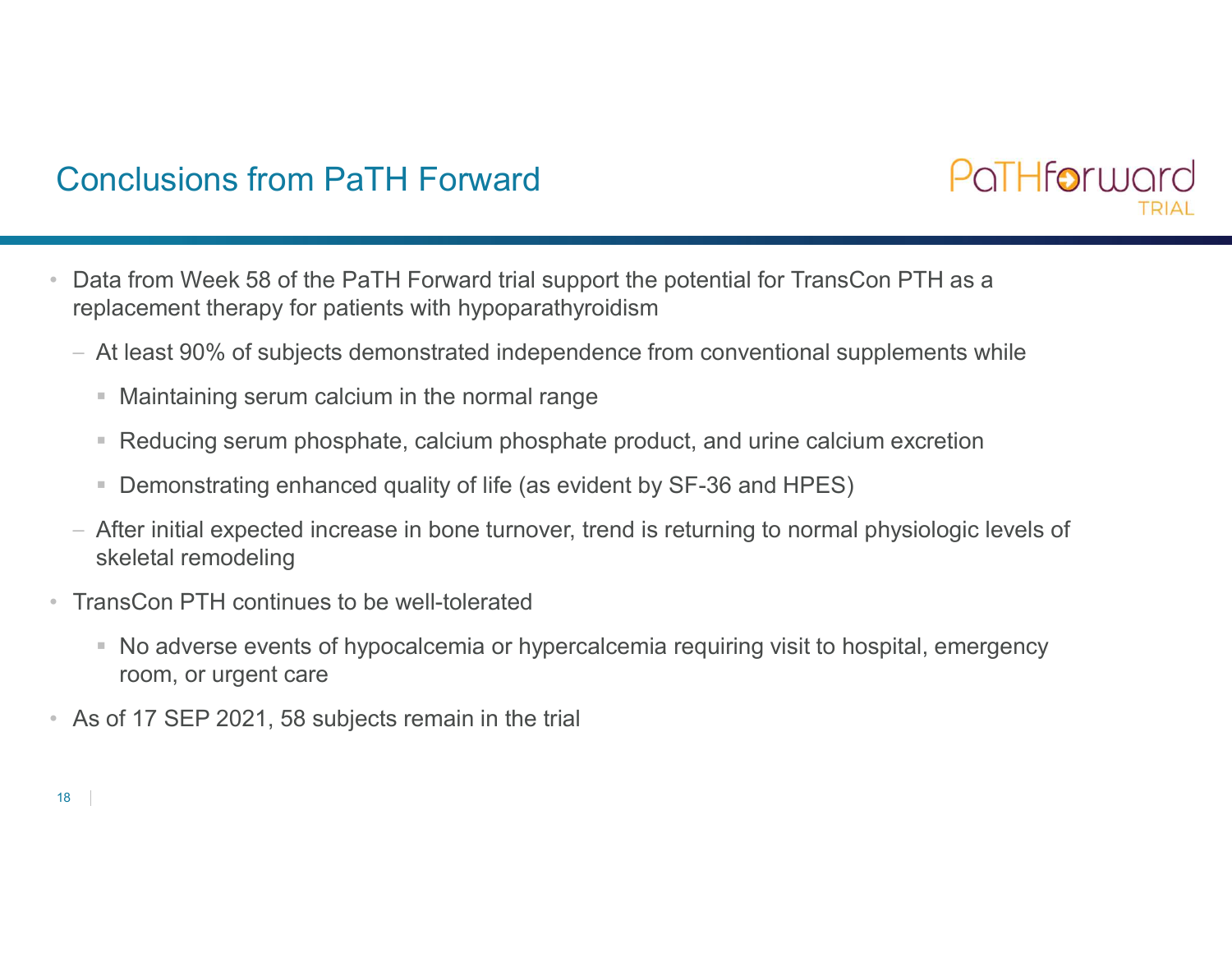## Conclusions from PaTH Forward

PaTHforward TRIAL

- Data from Week 58 of the PaTH Forward trial support the potential for TransCon PTH as a replacement therapy for patients with hypoparathyroidism
  - At least 90% of subjects demonstrated independence from conventional supplements while
    - Maintaining serum calcium in the normal range
    - Reducing serum phosphate, calcium phosphate product, and urine calcium excretion
    - Demonstrating enhanced quality of life (as evident by SF-36 and HPES)
  - After initial expected increase in bone turnover, trend is returning to normal physiologic levels of skeletal remodeling
- TransCon PTH continues to be well-tolerated
    - No adverse events of hypocalcemia or hypercalcemia requiring visit to hospital, emergency room, or urgent care
- As of 17 SEP 2021, 58 subjects remain in the trial